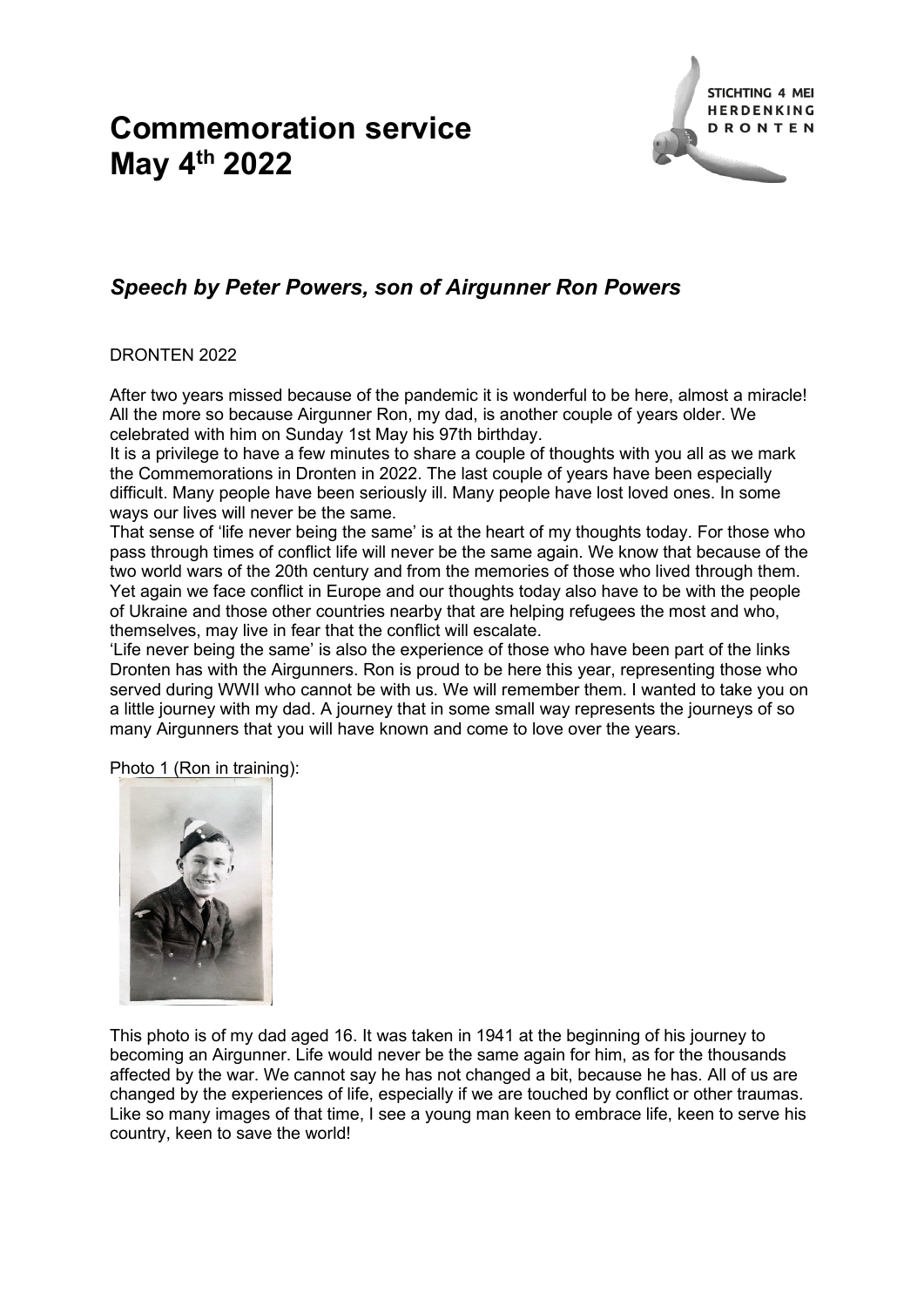# Commemoration service May 4th 2022

STICHTING 4 MEI HERDENKING DRONTEN

## *Speech by Peter Powers, son of Airgunner Ron Powers*

DRONTEN 2022

After two years missed because of the pandemic it is wonderful to be here, almost a miracle! All the more so because Airgunner Ron, my dad, is another couple of years older. We celebrated with him on Sunday 1st May his 97th birthday.
It is a privilege to have a few minutes to share a couple of thoughts with you all as we mark the Commemorations in Dronten in 2022. The last couple of years have been especially difficult. Many people have been seriously ill. Many people have lost loved ones. In some ways our lives will never be the same.
That sense of 'life never being the same' is at the heart of my thoughts today. For those who pass through times of conflict life will never be the same again. We know that because of the two world wars of the 20th century and from the memories of those who lived through them. Yet again we face conflict in Europe and our thoughts today also have to be with the people of Ukraine and those other countries nearby that are helping refugees the most and who, themselves, may live in fear that the conflict will escalate.
'Life never being the same' is also the experience of those who have been part of the links Dronten has with the Airgunners. Ron is proud to be here this year, representing those who served during WWII who cannot be with us. We will remember them. I wanted to take you on a little journey with my dad. A journey that in some small way represents the journeys of so many Airgunners that you will have known and come to love over the years.

Photo 1 (Ron in training):

This photo is of my dad aged 16. It was taken in 1941 at the beginning of his journey to becoming an Airgunner. Life would never be the same again for him, as for the thousands affected by the war. We cannot say he has not changed a bit, because he has. All of us are changed by the experiences of life, especially if we are touched by conflict or other traumas. Like so many images of that time, I see a young man keen to embrace life, keen to serve his country, keen to save the world!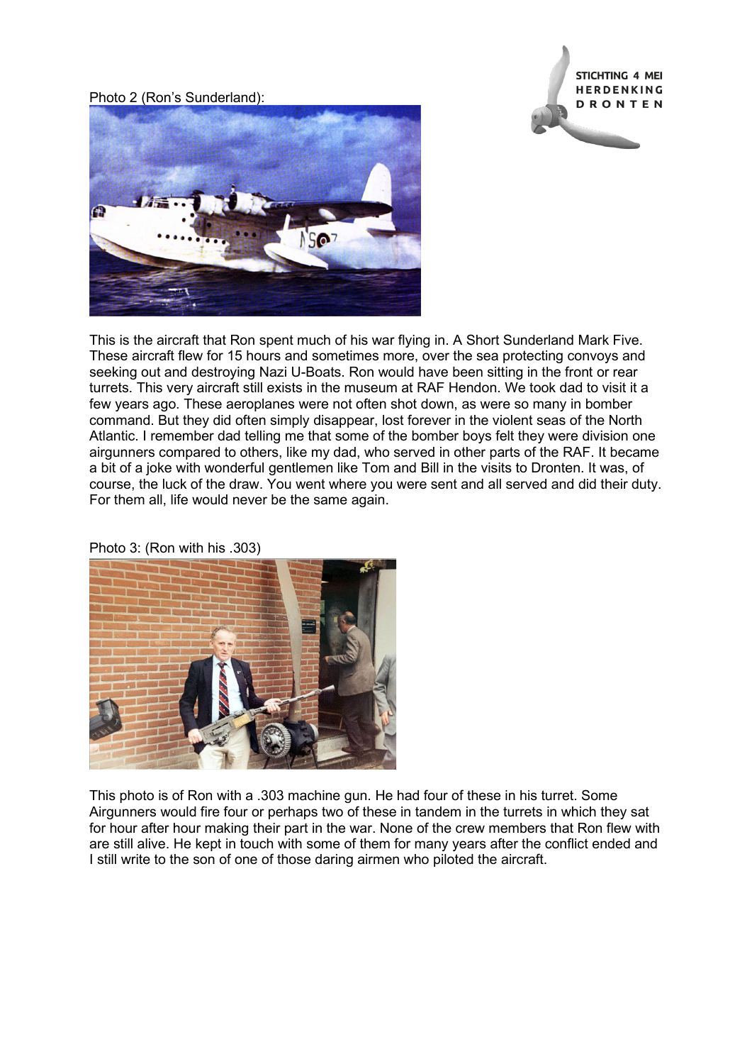Photo 2 (Ron's Sunderland):

This is the aircraft that Ron spent much of his war flying in. A Short Sunderland Mark Five. These aircraft flew for 15 hours and sometimes more, over the sea protecting convoys and seeking out and destroying Nazi U-Boats. Ron would have been sitting in the front or rear turrets. This very aircraft still exists in the museum at RAF Hendon. We took dad to visit it a few years ago. These aeroplanes were not often shot down, as were so many in bomber command. But they did often simply disappear, lost forever in the violent seas of the North Atlantic. I remember dad telling me that some of the bomber boys felt they were division one airgunners compared to others, like my dad, who served in other parts of the RAF. It became a bit of a joke with wonderful gentlemen like Tom and Bill in the visits to Dronten. It was, of course, the luck of the draw. You went where you were sent and all served and did their duty. For them all, life would never be the same again.

Photo 3: (Ron with his .303)

This photo is of Ron with a .303 machine gun. He had four of these in his turret. Some Airgunners would fire four or perhaps two of these in tandem in the turrets in which they sat for hour after hour making their part in the war. None of the crew members that Ron flew with are still alive. He kept in touch with some of them for many years after the conflict ended and I still write to the son of one of those daring airmen who piloted the aircraft.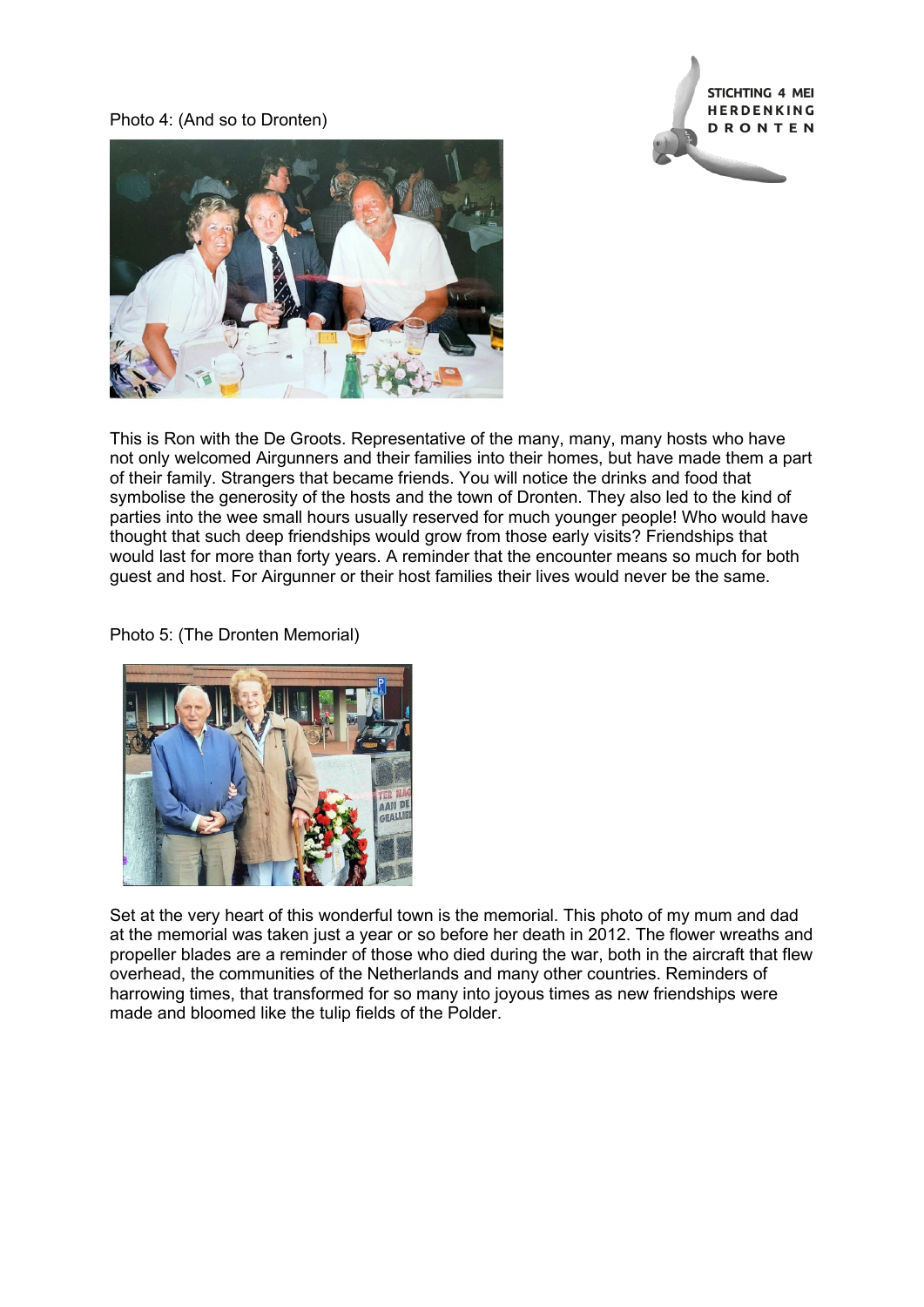Photo 4: (And so to Dronten)

This is Ron with the De Groots. Representative of the many, many, many hosts who have not only welcomed Airgunners and their families into their homes, but have made them a part of their family. Strangers that became friends. You will notice the drinks and food that symbolise the generosity of the hosts and the town of Dronten. They also led to the kind of parties into the wee small hours usually reserved for much younger people! Who would have thought that such deep friendships would grow from those early visits? Friendships that would last for more than forty years. A reminder that the encounter means so much for both guest and host. For Airgunner or their host families their lives would never be the same.

Photo 5: (The Dronten Memorial)

Set at the very heart of this wonderful town is the memorial. This photo of my mum and dad at the memorial was taken just a year or so before her death in 2012. The flower wreaths and propeller blades are a reminder of those who died during the war, both in the aircraft that flew overhead, the communities of the Netherlands and many other countries. Reminders of harrowing times, that transformed for so many into joyous times as new friendships were made and bloomed like the tulip fields of the Polder.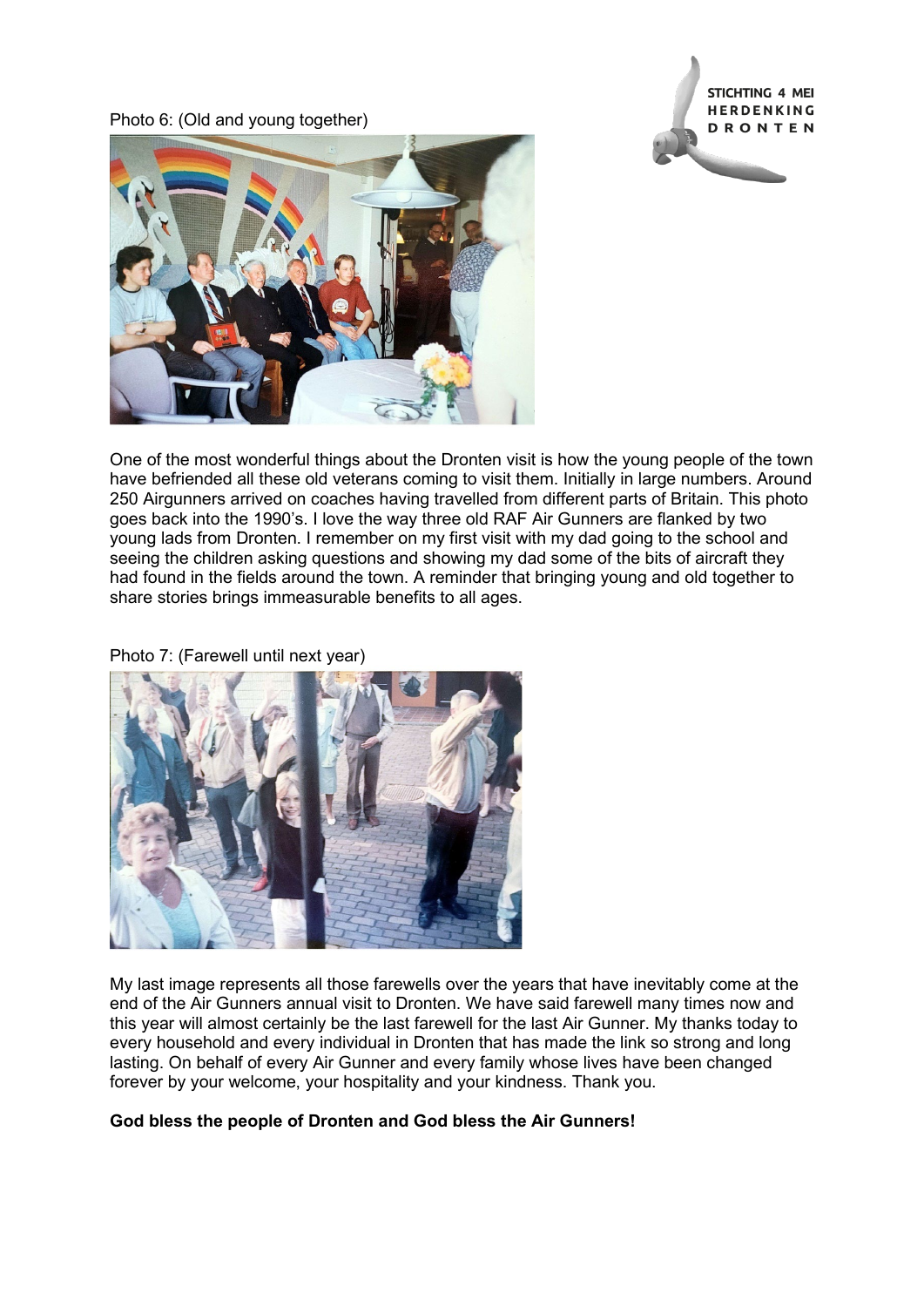Photo 6: (Old and young together)

One of the most wonderful things about the Dronten visit is how the young people of the town have befriended all these old veterans coming to visit them. Initially in large numbers. Around 250 Airgunners arrived on coaches having travelled from different parts of Britain. This photo goes back into the 1990's. I love the way three old RAF Air Gunners are flanked by two young lads from Dronten. I remember on my first visit with my dad going to the school and seeing the children asking questions and showing my dad some of the bits of aircraft they had found in the fields around the town. A reminder that bringing young and old together to share stories brings immeasurable benefits to all ages.

Photo 7: (Farewell until next year)

My last image represents all those farewells over the years that have inevitably come at the end of the Air Gunners annual visit to Dronten. We have said farewell many times now and this year will almost certainly be the last farewell for the last Air Gunner. My thanks today to every household and every individual in Dronten that has made the link so strong and long lasting. On behalf of every Air Gunner and every family whose lives have been changed forever by your welcome, your hospitality and your kindness. Thank you.

**God bless the people of Dronten and God bless the Air Gunners!**